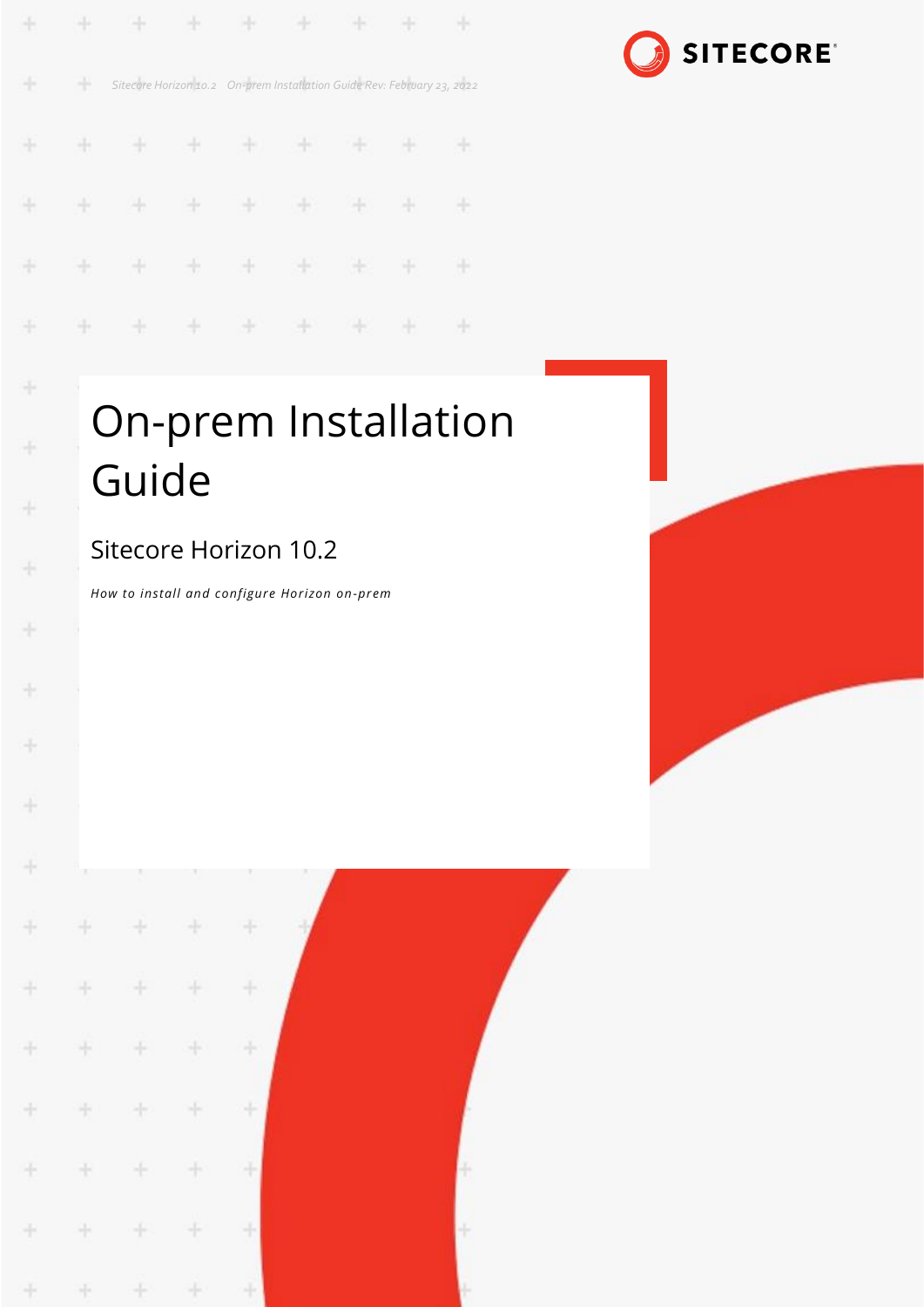# On-prem Installation Guide

## Sitecore Horizon 10.2

*How to install and configure Horizon on-prem*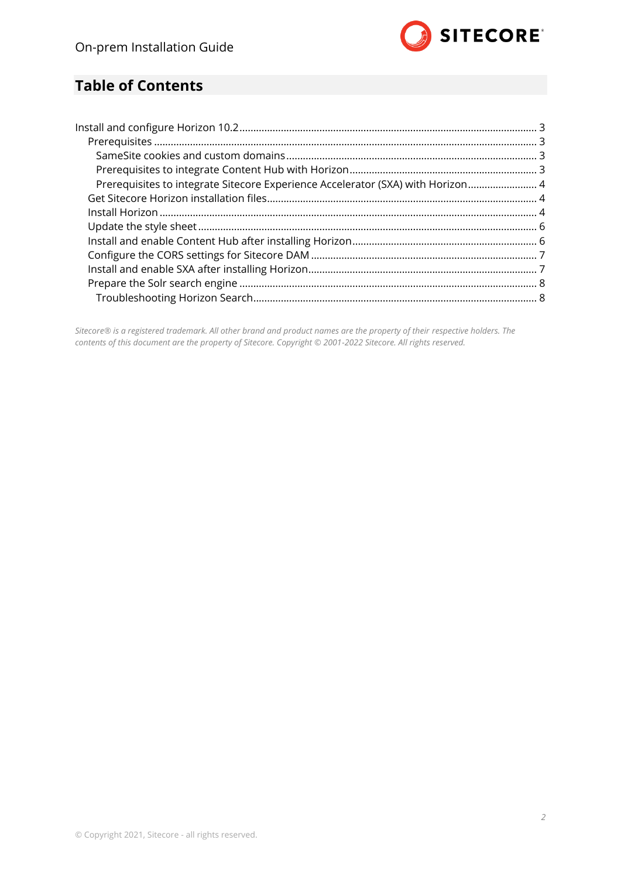## Table of Contents

- Install and configure Horizon 10.2 .......... 3
  - Prerequisites .......... 3
    - SameSite cookies and custom domains .......... 3
    - Prerequisites to integrate Content Hub with Horizon .......... 3
    - Prerequisites to integrate Sitecore Experience Accelerator (SXA) with Horizon .......... 4
  - Get Sitecore Horizon installation files .......... 4
  - Install Horizon .......... 4
  - Update the style sheet .......... 6
  - Install and enable Content Hub after installing Horizon .......... 6
  - Configure the CORS settings for Sitecore DAM .......... 7
  - Install and enable SXA after installing Horizon .......... 7
  - Prepare the Solr search engine .......... 8
    - Troubleshooting Horizon Search .......... 8

*Sitecore® is a registered trademark. All other brand and product names are the property of their respective holders. The contents of this document are the property of Sitecore. Copyright © 2001-2022 Sitecore. All rights reserved.*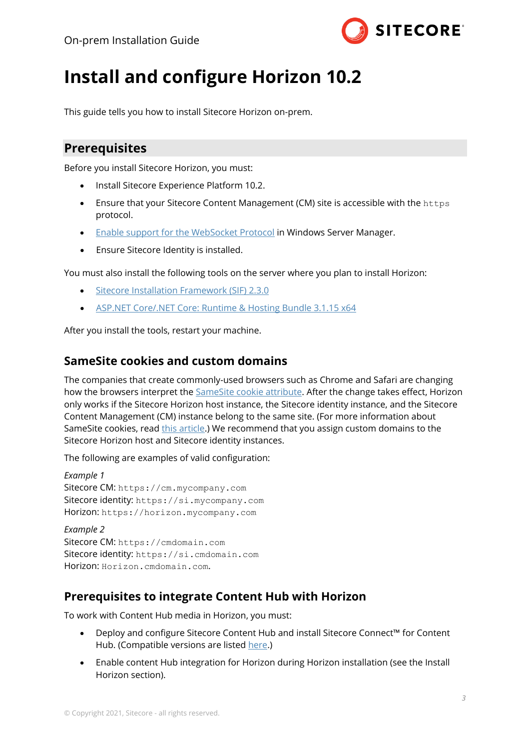# Install and configure Horizon 10.2

This guide tells you how to install Sitecore Horizon on-prem.

## Prerequisites

Before you install Sitecore Horizon, you must:

- Install Sitecore Experience Platform 10.2.
- Ensure that your Sitecore Content Management (CM) site is accessible with the `https` protocol.
- Enable support for the WebSocket Protocol in Windows Server Manager.
- Ensure Sitecore Identity is installed.

You must also install the following tools on the server where you plan to install Horizon:

- Sitecore Installation Framework (SIF) 2.3.0
- ASP.NET Core/.NET Core: Runtime & Hosting Bundle 3.1.15 x64

After you install the tools, restart your machine.

### SameSite cookies and custom domains

The companies that create commonly-used browsers such as Chrome and Safari are changing how the browsers interpret the SameSite cookie attribute. After the change takes effect, Horizon only works if the Sitecore Horizon host instance, the Sitecore identity instance, and the Sitecore Content Management (CM) instance belong to the same site. (For more information about SameSite cookies, read this article.) We recommend that you assign custom domains to the Sitecore Horizon host and Sitecore identity instances.

The following are examples of valid configuration:

*Example 1*  
Sitecore CM: `https://cm.mycompany.com`  
Sitecore identity: `https://si.mycompany.com`  
Horizon: `https://horizon.mycompany.com`

*Example 2*  
Sitecore CM: `https://cmdomain.com`  
Sitecore identity: `https://si.cmdomain.com`  
Horizon: `Horizon.cmdomain.com`.

### Prerequisites to integrate Content Hub with Horizon

To work with Content Hub media in Horizon, you must:

- Deploy and configure Sitecore Content Hub and install Sitecore Connect™ for Content Hub. (Compatible versions are listed here.)
- Enable content Hub integration for Horizon during Horizon installation (see the Install Horizon section).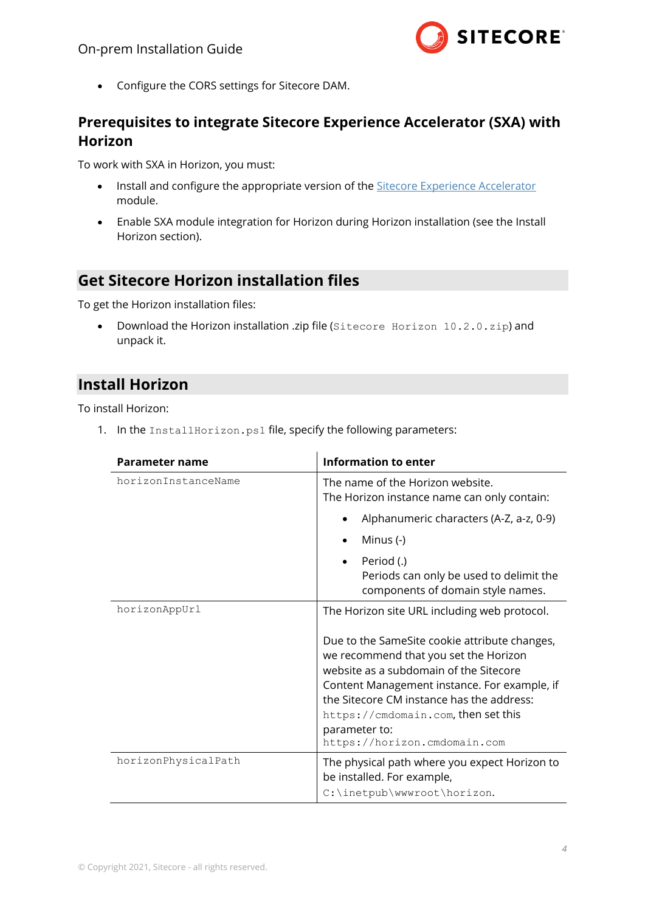- Configure the CORS settings for Sitecore DAM.

### Prerequisites to integrate Sitecore Experience Accelerator (SXA) with Horizon

To work with SXA in Horizon, you must:

- Install and configure the appropriate version of the Sitecore Experience Accelerator module.
- Enable SXA module integration for Horizon during Horizon installation (see the Install Horizon section).

## Get Sitecore Horizon installation files

To get the Horizon installation files:

- Download the Horizon installation .zip file (`Sitecore Horizon 10.2.0.zip`) and unpack it.

## Install Horizon

To install Horizon:

1. In the `InstallHorizon.ps1` file, specify the following parameters:

| Parameter name | Information to enter |
|---|---|
| `horizonInstanceName` | The name of the Horizon website.<br>The Horizon instance name can only contain:<br>• Alphanumeric characters (A-Z, a-z, 0-9)<br>• Minus (-)<br>• Period (.)<br>Periods can only be used to delimit the components of domain style names. |
| `horizonAppUrl` | The Horizon site URL including web protocol.<br><br>Due to the SameSite cookie attribute changes, we recommend that you set the Horizon website as a subdomain of the Sitecore Content Management instance. For example, if the Sitecore CM instance has the address: `https://cmdomain.com`, then set this parameter to: `https://horizon.cmdomain.com` |
| `horizonPhysicalPath` | The physical path where you expect Horizon to be installed. For example, `C:\inetpub\wwwroot\horizon`. |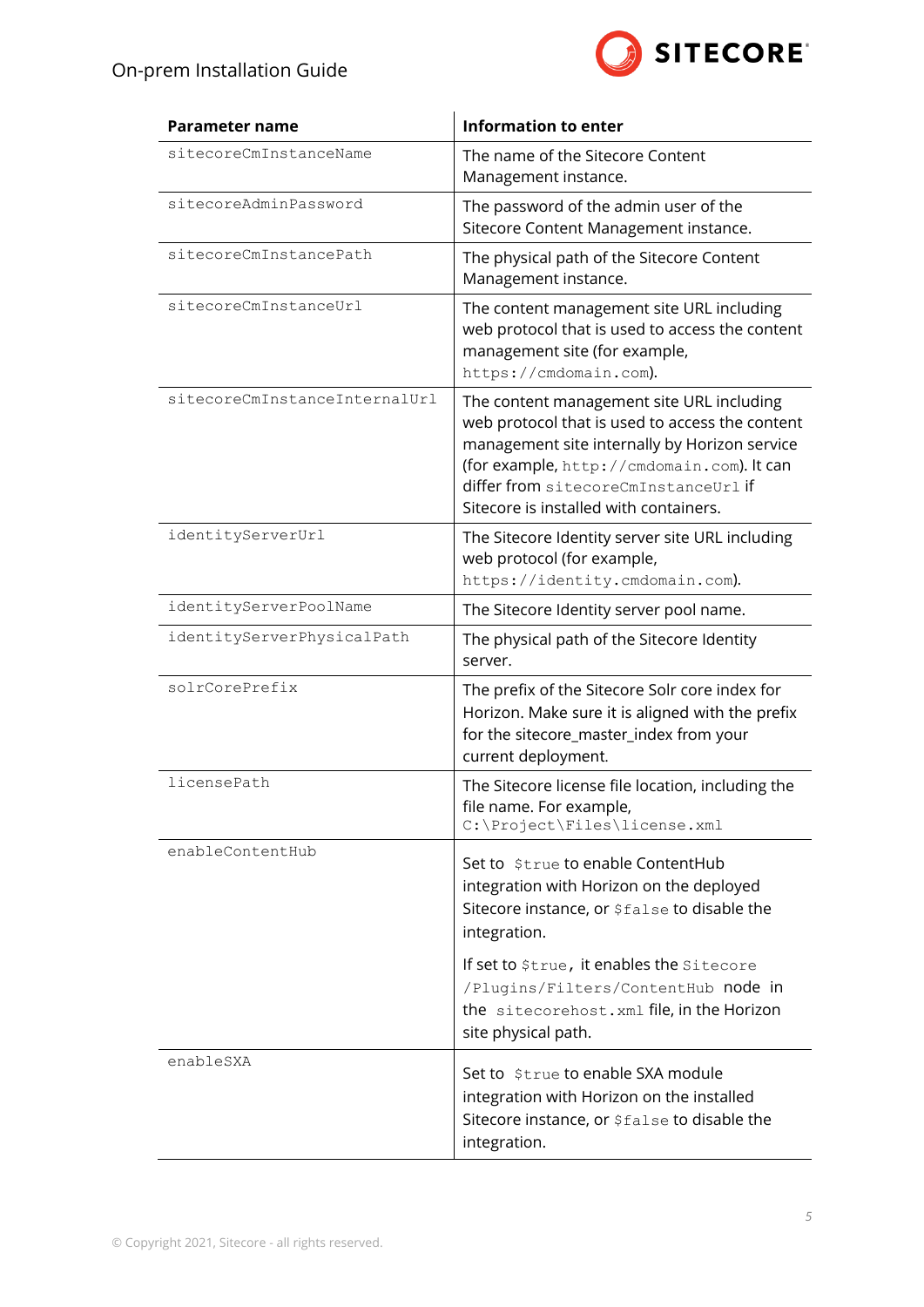| Parameter name | Information to enter |
|---|---|
| `sitecoreCmInstanceName` | The name of the Sitecore Content Management instance. |
| `sitecoreAdminPassword` | The password of the admin user of the Sitecore Content Management instance. |
| `sitecoreCmInstancePath` | The physical path of the Sitecore Content Management instance. |
| `sitecoreCmInstanceUrl` | The content management site URL including web protocol that is used to access the content management site (for example, `https://cmdomain.com`). |
| `sitecoreCmInstanceInternalUrl` | The content management site URL including web protocol that is used to access the content management site internally by Horizon service (for example, `http://cmdomain.com`). It can differ from `sitecoreCmInstanceUrl` if Sitecore is installed with containers. |
| `identityServerUrl` | The Sitecore Identity server site URL including web protocol (for example, `https://identity.cmdomain.com`). |
| `identityServerPoolName` | The Sitecore Identity server pool name. |
| `identityServerPhysicalPath` | The physical path of the Sitecore Identity server. |
| `solrCorePrefix` | The prefix of the Sitecore Solr core index for Horizon. Make sure it is aligned with the prefix for the sitecore_master_index from your current deployment. |
| `licensePath` | The Sitecore license file location, including the file name. For example, `C:\Project\Files\license.xml` |
| `enableContentHub` | Set to `$true` to enable ContentHub integration with Horizon on the deployed Sitecore instance, or `$false` to disable the integration.<br><br>If set to `$true`, it enables the `Sitecore /Plugins/Filters/ContentHub` node in the `sitecorehost.xml` file, in the Horizon site physical path. |
| `enableSXA` | Set to `$true` to enable SXA module integration with Horizon on the installed Sitecore instance, or `$false` to disable the integration. |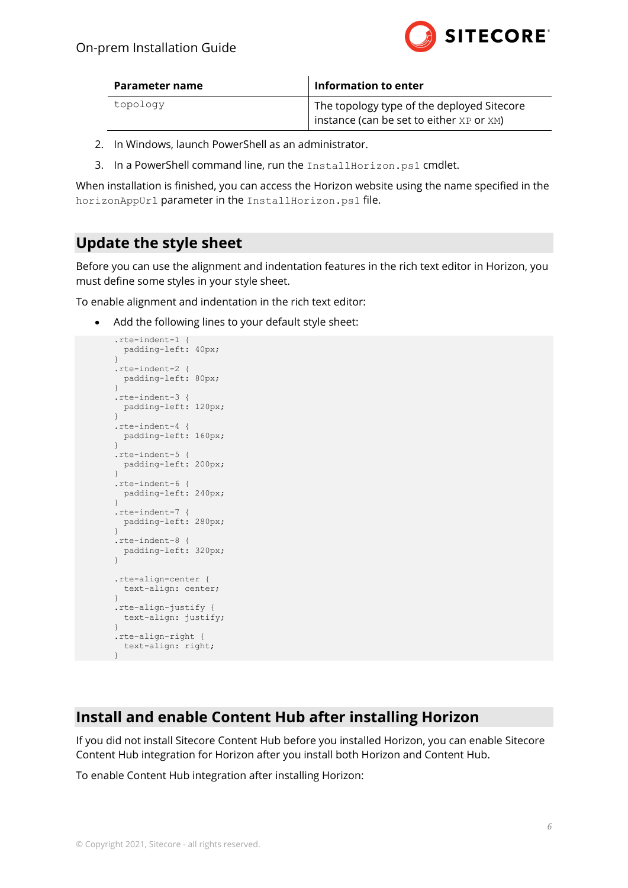| Parameter name | Information to enter |
| --- | --- |
| `topology` | The topology type of the deployed Sitecore instance (can be set to either `XP` or `XM`) |

2. In Windows, launch PowerShell as an administrator.
3. In a PowerShell command line, run the `InstallHorizon.ps1` cmdlet.

When installation is finished, you can access the Horizon website using the name specified in the `horizonAppUrl` parameter in the `InstallHorizon.ps1` file.

## Update the style sheet

Before you can use the alignment and indentation features in the rich text editor in Horizon, you must define some styles in your style sheet.

To enable alignment and indentation in the rich text editor:

- Add the following lines to your default style sheet:

```
.rte-indent-1 {
  padding-left: 40px;
}
.rte-indent-2 {
  padding-left: 80px;
}
.rte-indent-3 {
  padding-left: 120px;
}
.rte-indent-4 {
  padding-left: 160px;
}
.rte-indent-5 {
  padding-left: 200px;
}
.rte-indent-6 {
  padding-left: 240px;
}
.rte-indent-7 {
  padding-left: 280px;
}
.rte-indent-8 {
  padding-left: 320px;
}

.rte-align-center {
  text-align: center;
}
.rte-align-justify {
  text-align: justify;
}
.rte-align-right {
  text-align: right;
}
```

## Install and enable Content Hub after installing Horizon

If you did not install Sitecore Content Hub before you installed Horizon, you can enable Sitecore Content Hub integration for Horizon after you install both Horizon and Content Hub.

To enable Content Hub integration after installing Horizon: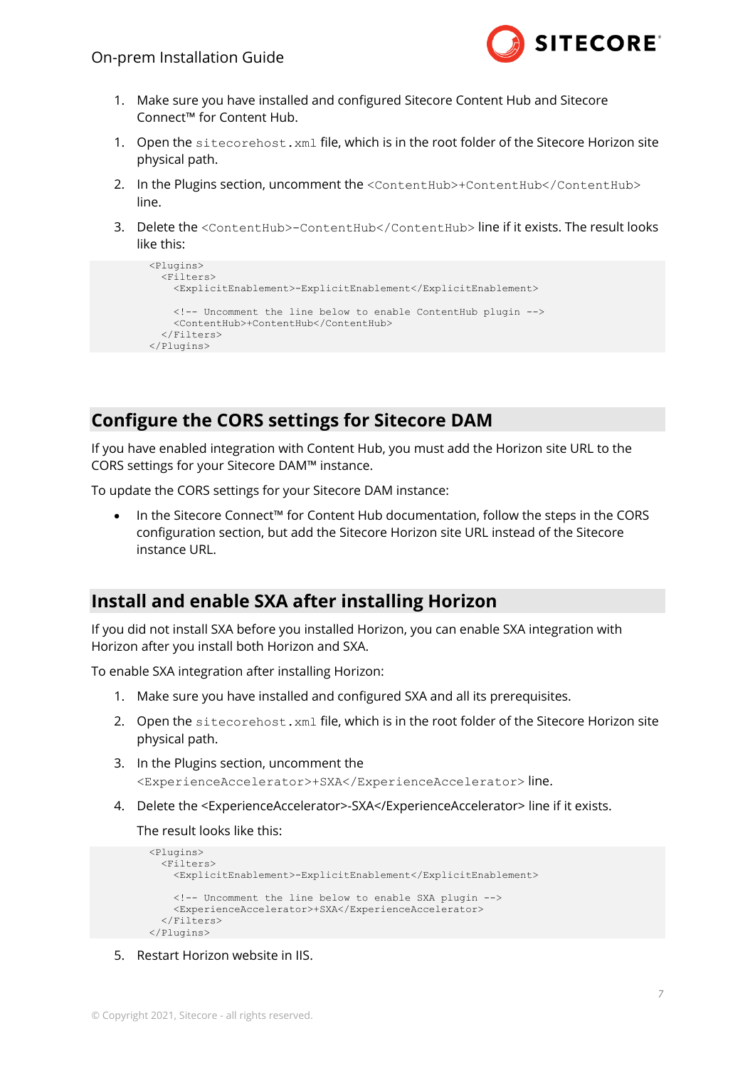1. Make sure you have installed and configured Sitecore Content Hub and Sitecore Connect™ for Content Hub.

1. Open the `sitecorehost.xml` file, which is in the root folder of the Sitecore Horizon site physical path.
2. In the Plugins section, uncomment the `<ContentHub>+ContentHub</ContentHub>` line.
3. Delete the `<ContentHub>-ContentHub</ContentHub>` line if it exists. The result looks like this:

```
<Plugins>
  <Filters>
    <ExplicitEnablement>-ExplicitEnablement</ExplicitEnablement>

    <!-- Uncomment the line below to enable ContentHub plugin -->
    <ContentHub>+ContentHub</ContentHub>
  </Filters>
</Plugins>
```

## Configure the CORS settings for Sitecore DAM

If you have enabled integration with Content Hub, you must add the Horizon site URL to the CORS settings for your Sitecore DAM™ instance.

To update the CORS settings for your Sitecore DAM instance:

- In the Sitecore Connect™ for Content Hub documentation, follow the steps in the CORS configuration section, but add the Sitecore Horizon site URL instead of the Sitecore instance URL.

## Install and enable SXA after installing Horizon

If you did not install SXA before you installed Horizon, you can enable SXA integration with Horizon after you install both Horizon and SXA.

To enable SXA integration after installing Horizon:

1. Make sure you have installed and configured SXA and all its prerequisites.
2. Open the `sitecorehost.xml` file, which is in the root folder of the Sitecore Horizon site physical path.
3. In the Plugins section, uncomment the `<ExperienceAccelerator>+SXA</ExperienceAccelerator>` line.
4. Delete the <ExperienceAccelerator>-SXA</ExperienceAccelerator> line if it exists.

   The result looks like this:

```
<Plugins>
  <Filters>
    <ExplicitEnablement>-ExplicitEnablement</ExplicitEnablement>

    <!-- Uncomment the line below to enable SXA plugin -->
    <ExperienceAccelerator>+SXA</ExperienceAccelerator>
  </Filters>
</Plugins>
```

5. Restart Horizon website in IIS.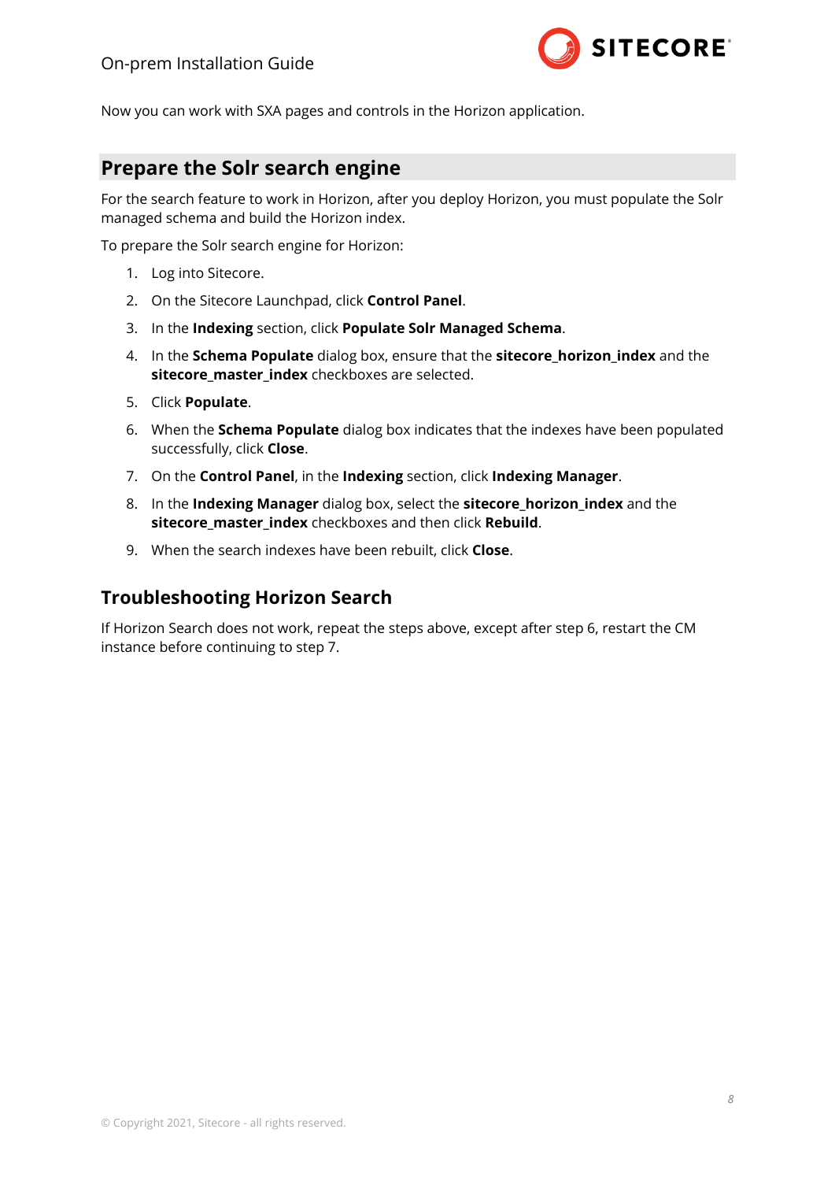Now you can work with SXA pages and controls in the Horizon application.

## Prepare the Solr search engine

For the search feature to work in Horizon, after you deploy Horizon, you must populate the Solr managed schema and build the Horizon index.

To prepare the Solr search engine for Horizon:

1. Log into Sitecore.
2. On the Sitecore Launchpad, click **Control Panel**.
3. In the **Indexing** section, click **Populate Solr Managed Schema**.
4. In the **Schema Populate** dialog box, ensure that the **sitecore_horizon_index** and the **sitecore_master_index** checkboxes are selected.
5. Click **Populate**.
6. When the **Schema Populate** dialog box indicates that the indexes have been populated successfully, click **Close**.
7. On the **Control Panel**, in the **Indexing** section, click **Indexing Manager**.
8. In the **Indexing Manager** dialog box, select the **sitecore_horizon_index** and the **sitecore_master_index** checkboxes and then click **Rebuild**.
9. When the search indexes have been rebuilt, click **Close**.

### Troubleshooting Horizon Search

If Horizon Search does not work, repeat the steps above, except after step 6, restart the CM instance before continuing to step 7.

© Copyright 2021, Sitecore - all rights reserved.